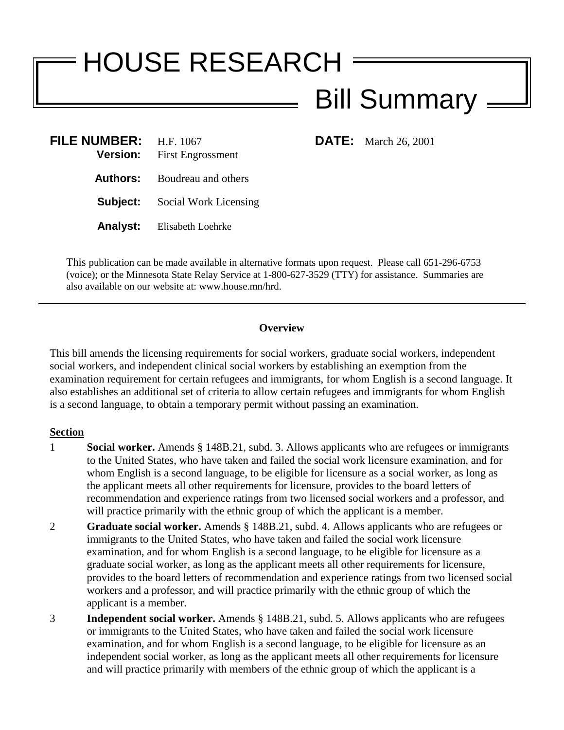# HOUSE RESEARCH

## Bill Summary

**FILE NUMBER:** H.F. 1067 **DATE:** March 26, 2001

**Version:** First Engrossment

**Authors:** Boudreau and others

**Subject:** Social Work Licensing

**Analyst:** Elisabeth Loehrke

This publication can be made available in alternative formats upon request. Please call 651-296-6753 (voice); or the Minnesota State Relay Service at 1-800-627-3529 (TTY) for assistance. Summaries are also available on our website at: www.house.mn/hrd.

---

**Overview**

This bill amends the licensing requirements for social workers, graduate social workers, independent social workers, and independent clinical social workers by establishing an exemption from the examination requirement for certain refugees and immigrants, for whom English is a second language. It also establishes an additional set of criteria to allow certain refugees and immigrants for whom English is a second language, to obtain a temporary permit without passing an examination.

**Section**

1 **Social worker.** Amends § 148B.21, subd. 3. Allows applicants who are refugees or immigrants to the United States, who have taken and failed the social work licensure examination, and for whom English is a second language, to be eligible for licensure as a social worker, as long as the applicant meets all other requirements for licensure, provides to the board letters of recommendation and experience ratings from two licensed social workers and a professor, and will practice primarily with the ethnic group of which the applicant is a member.

2 **Graduate social worker.** Amends § 148B.21, subd. 4. Allows applicants who are refugees or immigrants to the United States, who have taken and failed the social work licensure examination, and for whom English is a second language, to be eligible for licensure as a graduate social worker, as long as the applicant meets all other requirements for licensure, provides to the board letters of recommendation and experience ratings from two licensed social workers and a professor, and will practice primarily with the ethnic group of which the applicant is a member.

3 **Independent social worker.** Amends § 148B.21, subd. 5. Allows applicants who are refugees or immigrants to the United States, who have taken and failed the social work licensure examination, and for whom English is a second language, to be eligible for licensure as an independent social worker, as long as the applicant meets all other requirements for licensure and will practice primarily with members of the ethnic group of which the applicant is a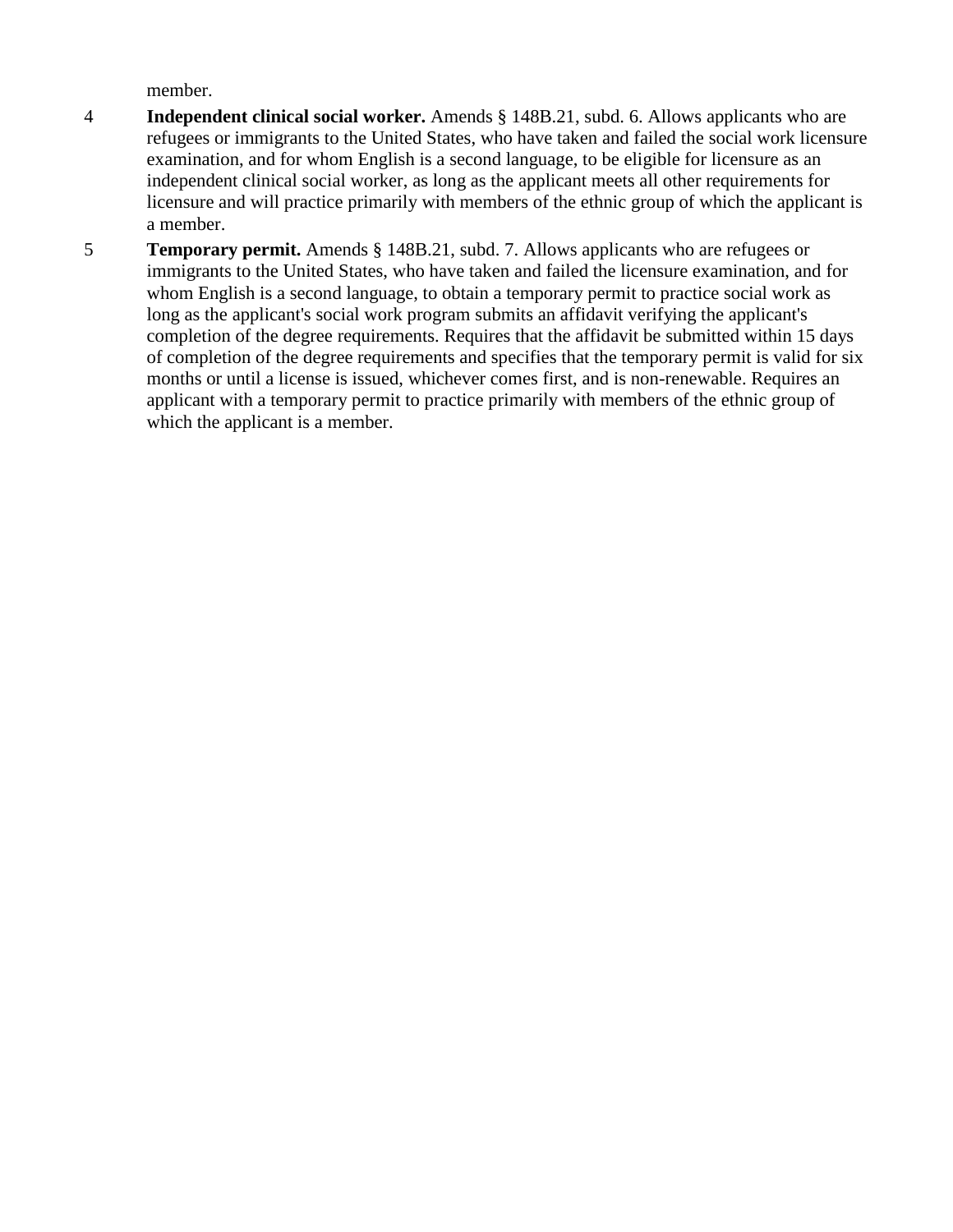member.

4 **Independent clinical social worker.** Amends § 148B.21, subd. 6. Allows applicants who are refugees or immigrants to the United States, who have taken and failed the social work licensure examination, and for whom English is a second language, to be eligible for licensure as an independent clinical social worker, as long as the applicant meets all other requirements for licensure and will practice primarily with members of the ethnic group of which the applicant is a member.

5 **Temporary permit.** Amends § 148B.21, subd. 7. Allows applicants who are refugees or immigrants to the United States, who have taken and failed the licensure examination, and for whom English is a second language, to obtain a temporary permit to practice social work as long as the applicant's social work program submits an affidavit verifying the applicant's completion of the degree requirements. Requires that the affidavit be submitted within 15 days of completion of the degree requirements and specifies that the temporary permit is valid for six months or until a license is issued, whichever comes first, and is non-renewable. Requires an applicant with a temporary permit to practice primarily with members of the ethnic group of which the applicant is a member.